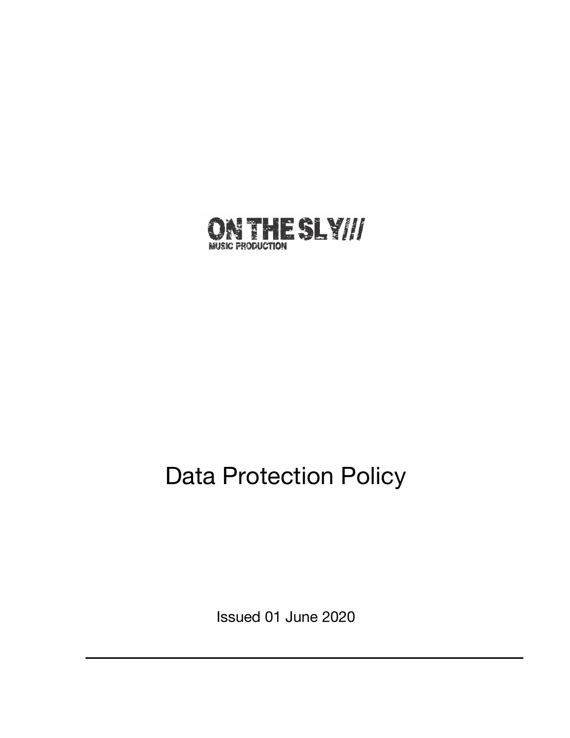ON THE SLY///

MUSIC PRODUCTION

# Data Protection Policy

Issued 01 June 2020

---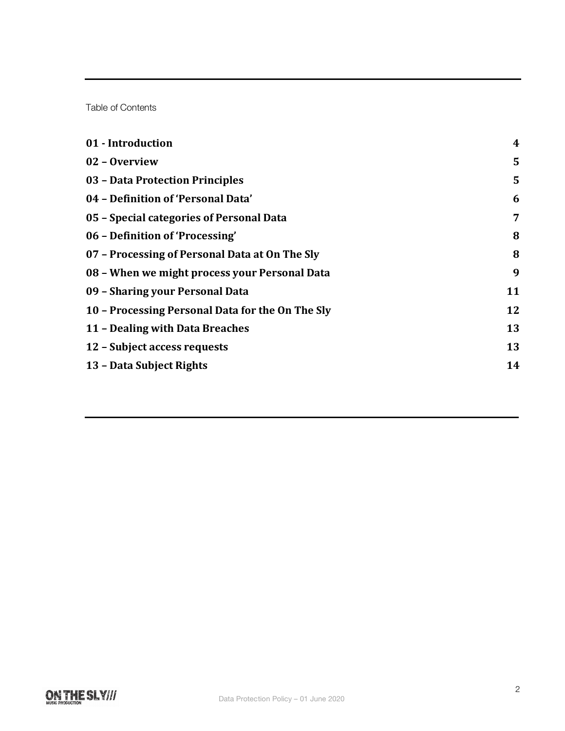Table of Contents

| | |
|---|---|
| **01 - Introduction** | **4** |
| **02 – Overview** | **5** |
| **03 – Data Protection Principles** | **5** |
| **04 – Definition of 'Personal Data'** | **6** |
| **05 – Special categories of Personal Data** | **7** |
| **06 – Definition of 'Processing'** | **8** |
| **07 – Processing of Personal Data at On The Sly** | **8** |
| **08 – When we might process your Personal Data** | **9** |
| **09 – Sharing your Personal Data** | **11** |
| **10 – Processing Personal Data for the On The Sly** | **12** |
| **11 – Dealing with Data Breaches** | **13** |
| **12 – Subject access requests** | **13** |
| **13 – Data Subject Rights** | **14** |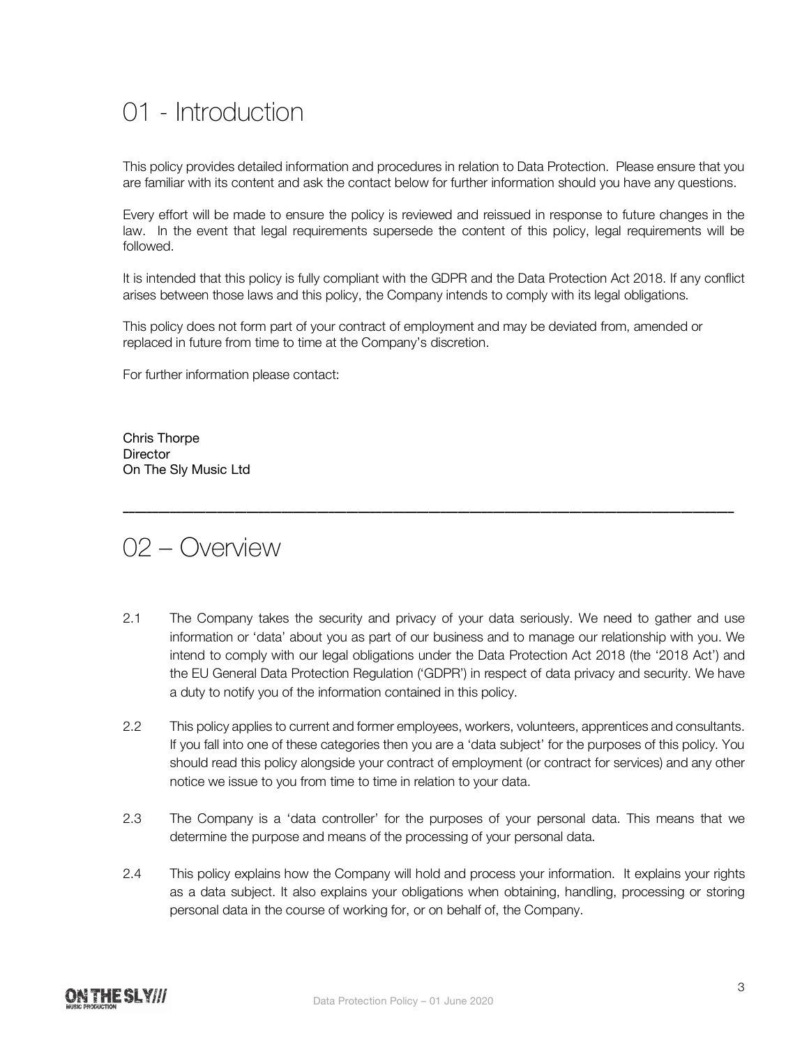# 01 - Introduction

This policy provides detailed information and procedures in relation to Data Protection. Please ensure that you are familiar with its content and ask the contact below for further information should you have any questions.

Every effort will be made to ensure the policy is reviewed and reissued in response to future changes in the law. In the event that legal requirements supersede the content of this policy, legal requirements will be followed.

It is intended that this policy is fully compliant with the GDPR and the Data Protection Act 2018. If any conflict arises between those laws and this policy, the Company intends to comply with its legal obligations.

This policy does not form part of your contract of employment and may be deviated from, amended or replaced in future from time to time at the Company's discretion.

For further information please contact:

Chris Thorpe
Director
On The Sly Music Ltd

---

# 02 – Overview

2.1 The Company takes the security and privacy of your data seriously. We need to gather and use information or 'data' about you as part of our business and to manage our relationship with you. We intend to comply with our legal obligations under the Data Protection Act 2018 (the '2018 Act') and the EU General Data Protection Regulation ('GDPR') in respect of data privacy and security. We have a duty to notify you of the information contained in this policy.

2.2 This policy applies to current and former employees, workers, volunteers, apprentices and consultants. If you fall into one of these categories then you are a 'data subject' for the purposes of this policy. You should read this policy alongside your contract of employment (or contract for services) and any other notice we issue to you from time to time in relation to your data.

2.3 The Company is a 'data controller' for the purposes of your personal data. This means that we determine the purpose and means of the processing of your personal data.

2.4 This policy explains how the Company will hold and process your information. It explains your rights as a data subject. It also explains your obligations when obtaining, handling, processing or storing personal data in the course of working for, or on behalf of, the Company.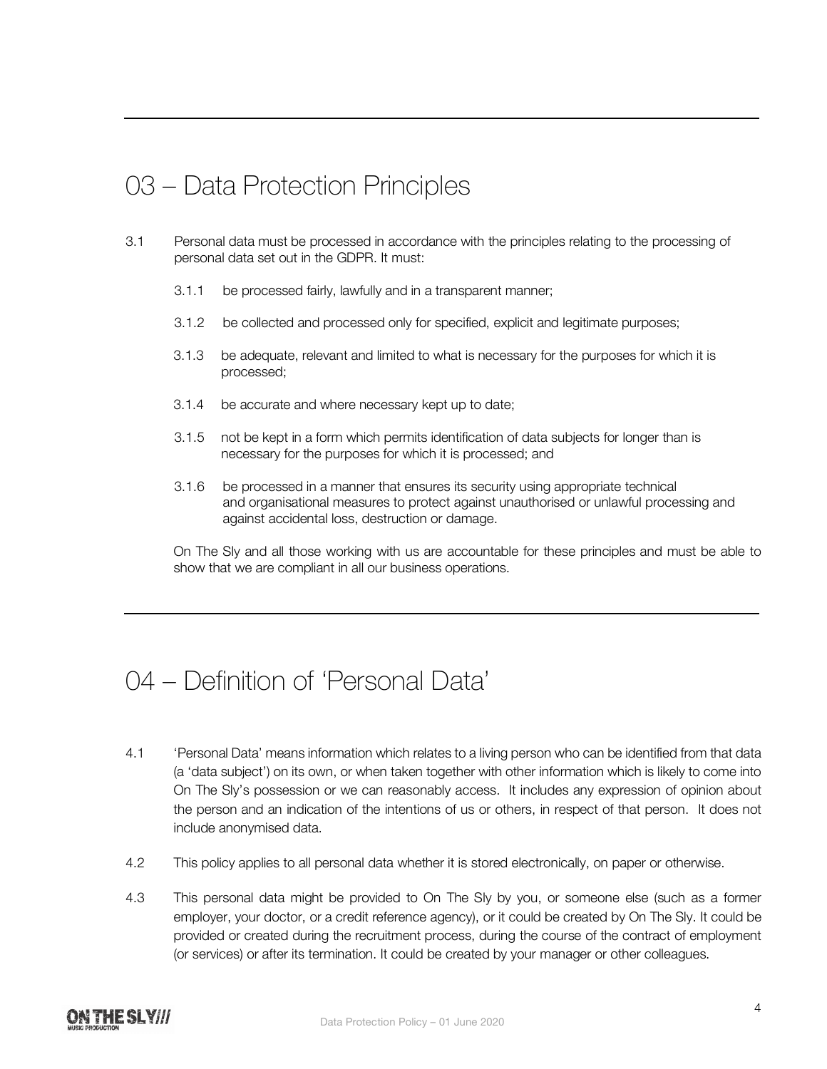## 03 – Data Protection Principles

3.1 Personal data must be processed in accordance with the principles relating to the processing of personal data set out in the GDPR. It must:

3.1.1 be processed fairly, lawfully and in a transparent manner;

3.1.2 be collected and processed only for specified, explicit and legitimate purposes;

3.1.3 be adequate, relevant and limited to what is necessary for the purposes for which it is processed;

3.1.4 be accurate and where necessary kept up to date;

3.1.5 not be kept in a form which permits identification of data subjects for longer than is necessary for the purposes for which it is processed; and

3.1.6 be processed in a manner that ensures its security using appropriate technical and organisational measures to protect against unauthorised or unlawful processing and against accidental loss, destruction or damage.

On The Sly and all those working with us are accountable for these principles and must be able to show that we are compliant in all our business operations.

## 04 – Definition of 'Personal Data'

4.1 'Personal Data' means information which relates to a living person who can be identified from that data (a 'data subject') on its own, or when taken together with other information which is likely to come into On The Sly's possession or we can reasonably access. It includes any expression of opinion about the person and an indication of the intentions of us or others, in respect of that person. It does not include anonymised data.

4.2 This policy applies to all personal data whether it is stored electronically, on paper or otherwise.

4.3 This personal data might be provided to On The Sly by you, or someone else (such as a former employer, your doctor, or a credit reference agency), or it could be created by On The Sly. It could be provided or created during the recruitment process, during the course of the contract of employment (or services) or after its termination. It could be created by your manager or other colleagues.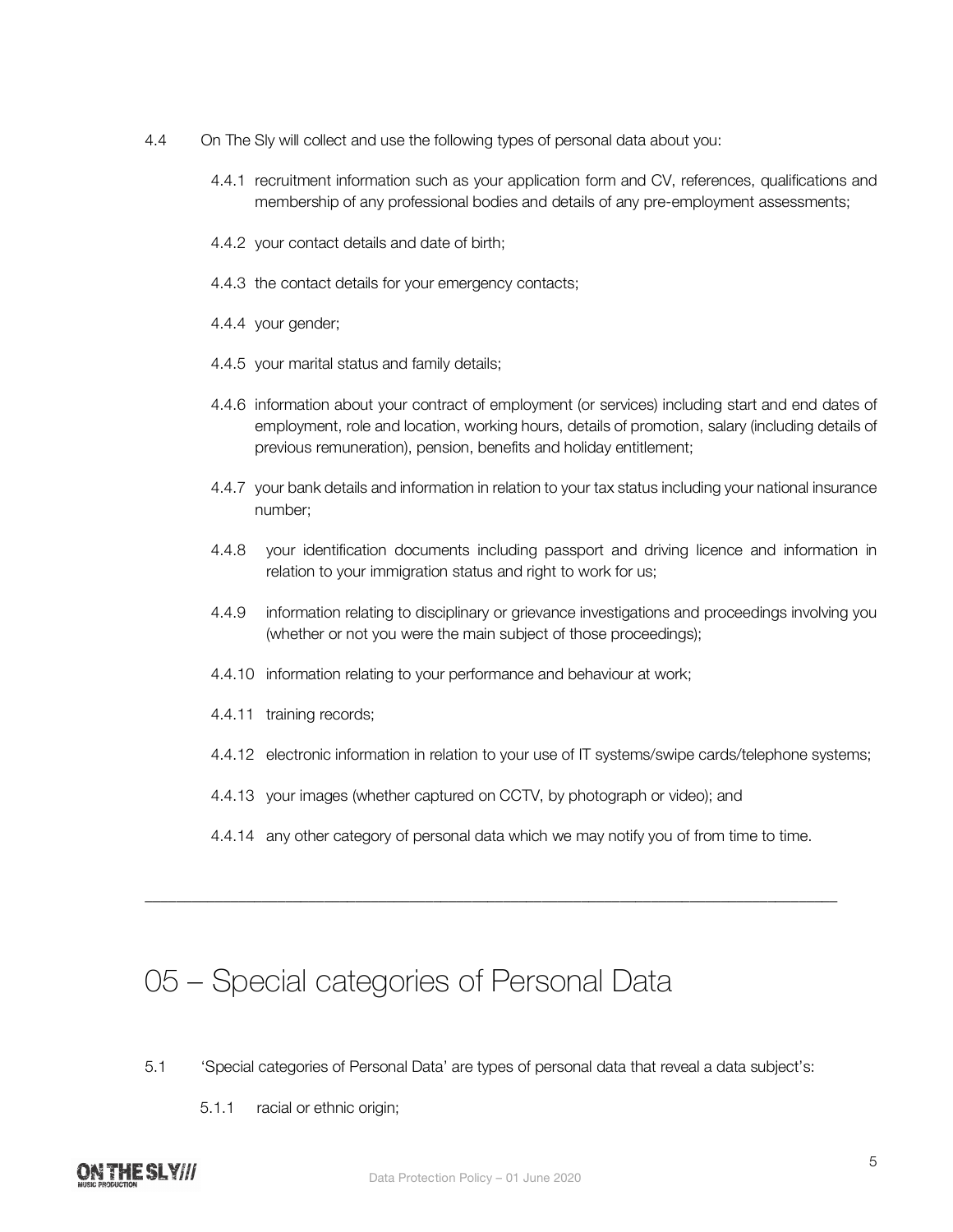4.4 On The Sly will collect and use the following types of personal data about you:

4.4.1 recruitment information such as your application form and CV, references, qualifications and membership of any professional bodies and details of any pre-employment assessments;

4.4.2 your contact details and date of birth;

4.4.3 the contact details for your emergency contacts;

4.4.4 your gender;

4.4.5 your marital status and family details;

4.4.6 information about your contract of employment (or services) including start and end dates of employment, role and location, working hours, details of promotion, salary (including details of previous remuneration), pension, benefits and holiday entitlement;

4.4.7 your bank details and information in relation to your tax status including your national insurance number;

4.4.8 your identification documents including passport and driving licence and information in relation to your immigration status and right to work for us;

4.4.9 information relating to disciplinary or grievance investigations and proceedings involving you (whether or not you were the main subject of those proceedings);

4.4.10 information relating to your performance and behaviour at work;

4.4.11 training records;

4.4.12 electronic information in relation to your use of IT systems/swipe cards/telephone systems;

4.4.13 your images (whether captured on CCTV, by photograph or video); and

4.4.14 any other category of personal data which we may notify you of from time to time.

---

# 05 – Special categories of Personal Data

5.1 'Special categories of Personal Data' are types of personal data that reveal a data subject's:

5.1.1 racial or ethnic origin;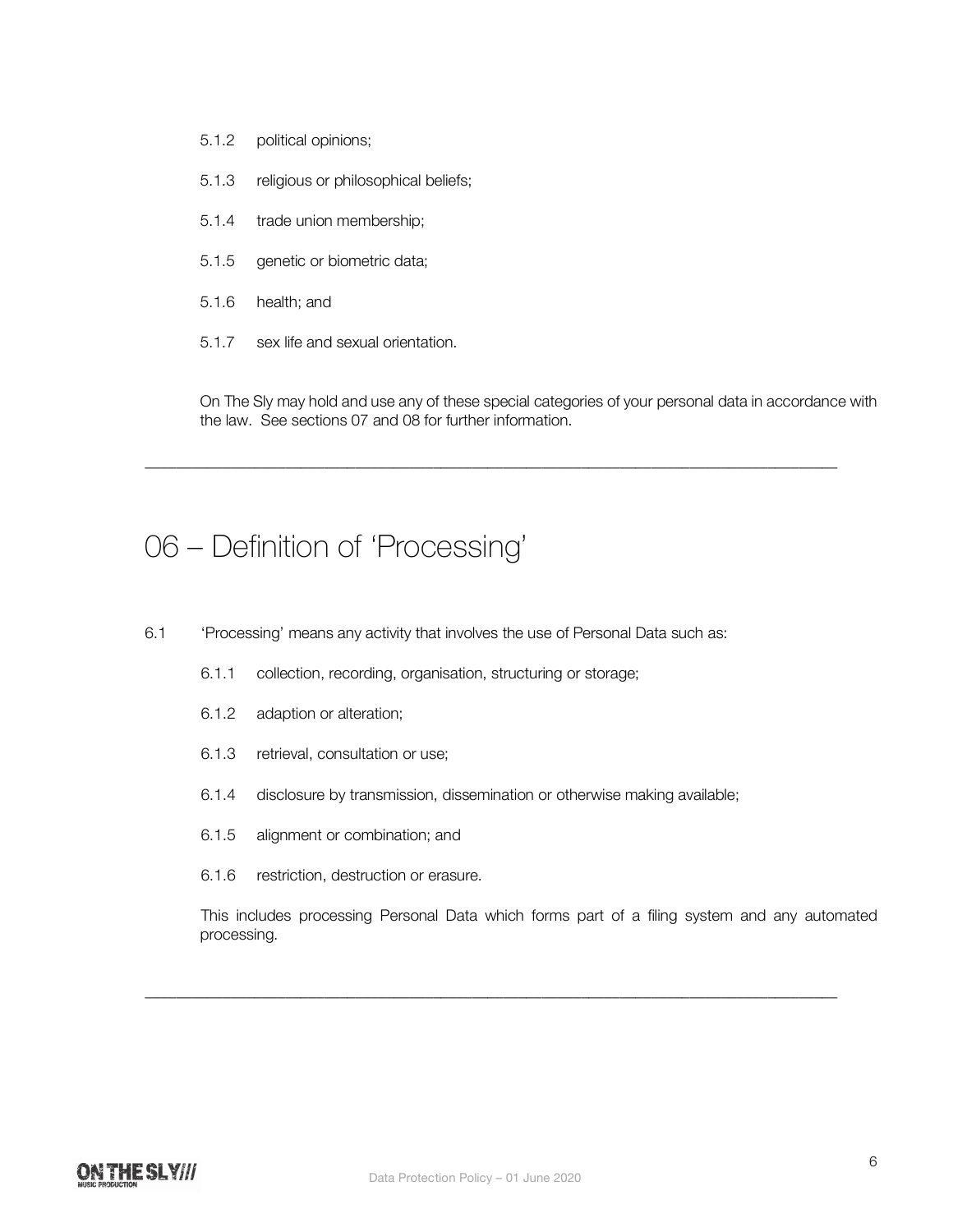5.1.2 political opinions;

5.1.3 religious or philosophical beliefs;

5.1.4 trade union membership;

5.1.5 genetic or biometric data;

5.1.6 health; and

5.1.7 sex life and sexual orientation.

On The Sly may hold and use any of these special categories of your personal data in accordance with the law. See sections 07 and 08 for further information.

---

## 06 – Definition of 'Processing'

6.1 'Processing' means any activity that involves the use of Personal Data such as:

6.1.1 collection, recording, organisation, structuring or storage;

6.1.2 adaption or alteration;

6.1.3 retrieval, consultation or use;

6.1.4 disclosure by transmission, dissemination or otherwise making available;

6.1.5 alignment or combination; and

6.1.6 restriction, destruction or erasure.

This includes processing Personal Data which forms part of a filing system and any automated processing.

---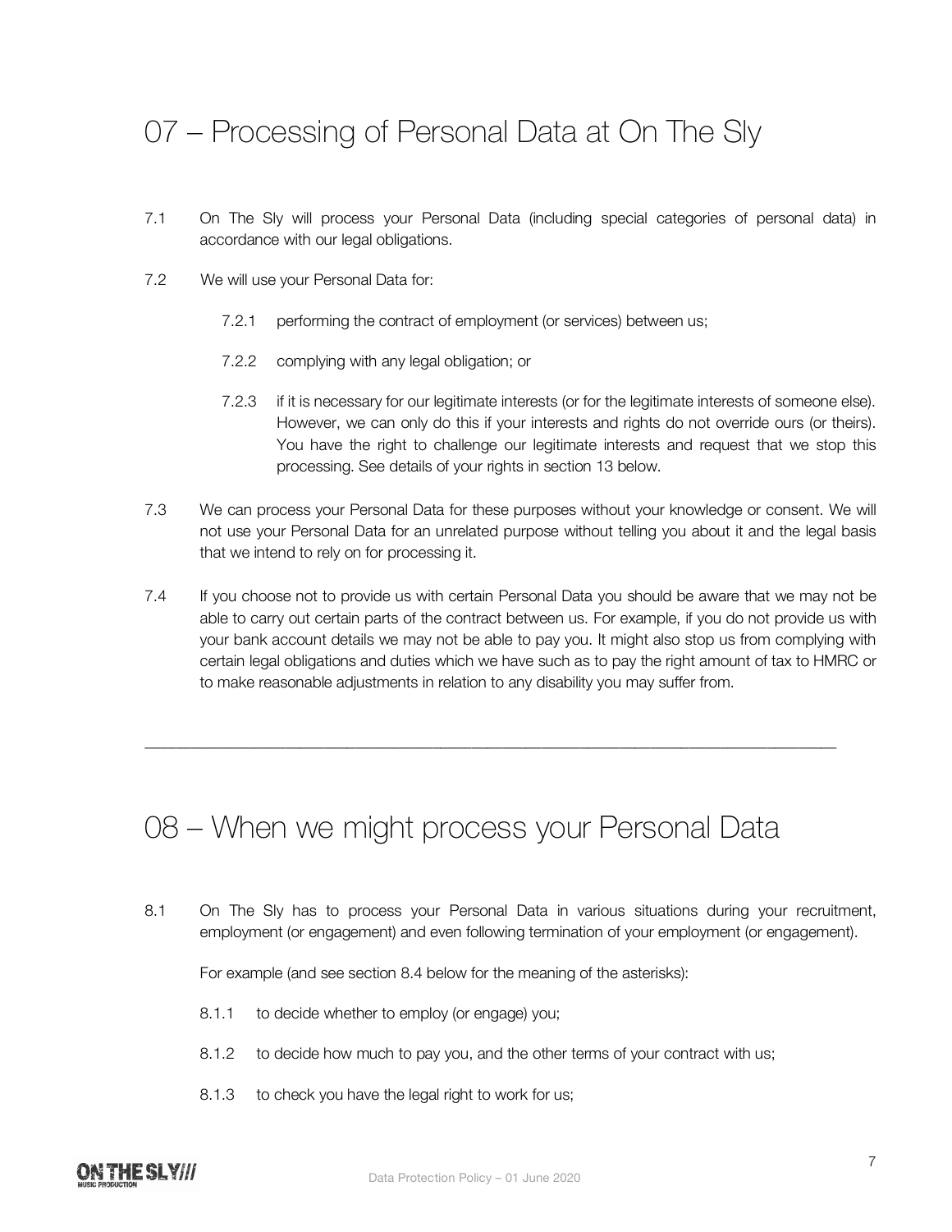# 07 – Processing of Personal Data at On The Sly

7.1 On The Sly will process your Personal Data (including special categories of personal data) in accordance with our legal obligations.

7.2 We will use your Personal Data for:

7.2.1 performing the contract of employment (or services) between us;

7.2.2 complying with any legal obligation; or

7.2.3 if it is necessary for our legitimate interests (or for the legitimate interests of someone else). However, we can only do this if your interests and rights do not override ours (or theirs). You have the right to challenge our legitimate interests and request that we stop this processing. See details of your rights in section 13 below.

7.3 We can process your Personal Data for these purposes without your knowledge or consent. We will not use your Personal Data for an unrelated purpose without telling you about it and the legal basis that we intend to rely on for processing it.

7.4 If you choose not to provide us with certain Personal Data you should be aware that we may not be able to carry out certain parts of the contract between us. For example, if you do not provide us with your bank account details we may not be able to pay you. It might also stop us from complying with certain legal obligations and duties which we have such as to pay the right amount of tax to HMRC or to make reasonable adjustments in relation to any disability you may suffer from.

---

# 08 – When we might process your Personal Data

8.1 On The Sly has to process your Personal Data in various situations during your recruitment, employment (or engagement) and even following termination of your employment (or engagement).

For example (and see section 8.4 below for the meaning of the asterisks):

8.1.1 to decide whether to employ (or engage) you;

8.1.2 to decide how much to pay you, and the other terms of your contract with us;

8.1.3 to check you have the legal right to work for us;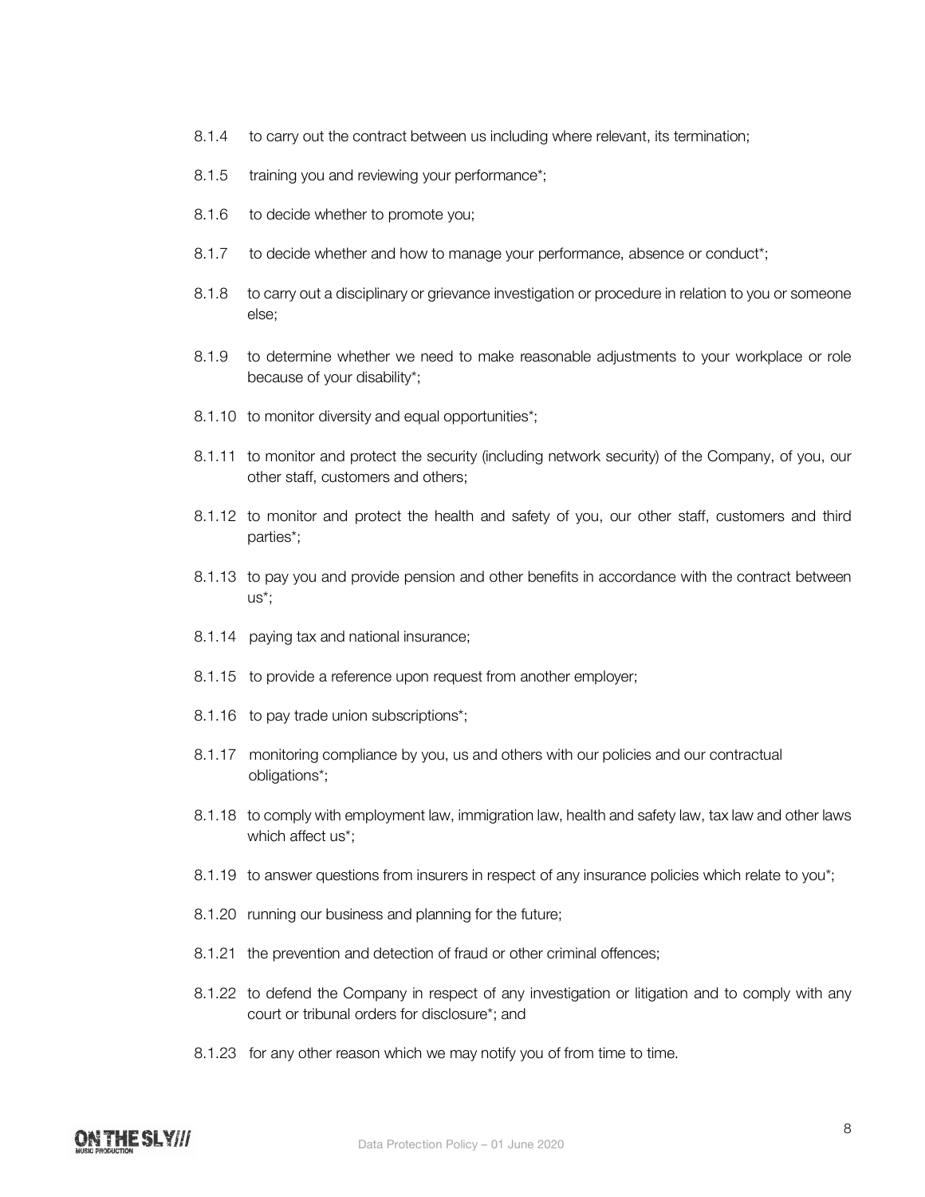8.1.4 to carry out the contract between us including where relevant, its termination;

8.1.5 training you and reviewing your performance*;

8.1.6 to decide whether to promote you;

8.1.7 to decide whether and how to manage your performance, absence or conduct*;

8.1.8 to carry out a disciplinary or grievance investigation or procedure in relation to you or someone else;

8.1.9 to determine whether we need to make reasonable adjustments to your workplace or role because of your disability*;

8.1.10 to monitor diversity and equal opportunities*;

8.1.11 to monitor and protect the security (including network security) of the Company, of you, our other staff, customers and others;

8.1.12 to monitor and protect the health and safety of you, our other staff, customers and third parties*;

8.1.13 to pay you and provide pension and other benefits in accordance with the contract between us*;

8.1.14 paying tax and national insurance;

8.1.15 to provide a reference upon request from another employer;

8.1.16 to pay trade union subscriptions*;

8.1.17 monitoring compliance by you, us and others with our policies and our contractual obligations*;

8.1.18 to comply with employment law, immigration law, health and safety law, tax law and other laws which affect us*;

8.1.19 to answer questions from insurers in respect of any insurance policies which relate to you*;

8.1.20 running our business and planning for the future;

8.1.21 the prevention and detection of fraud or other criminal offences;

8.1.22 to defend the Company in respect of any investigation or litigation and to comply with any court or tribunal orders for disclosure*; and

8.1.23 for any other reason which we may notify you of from time to time.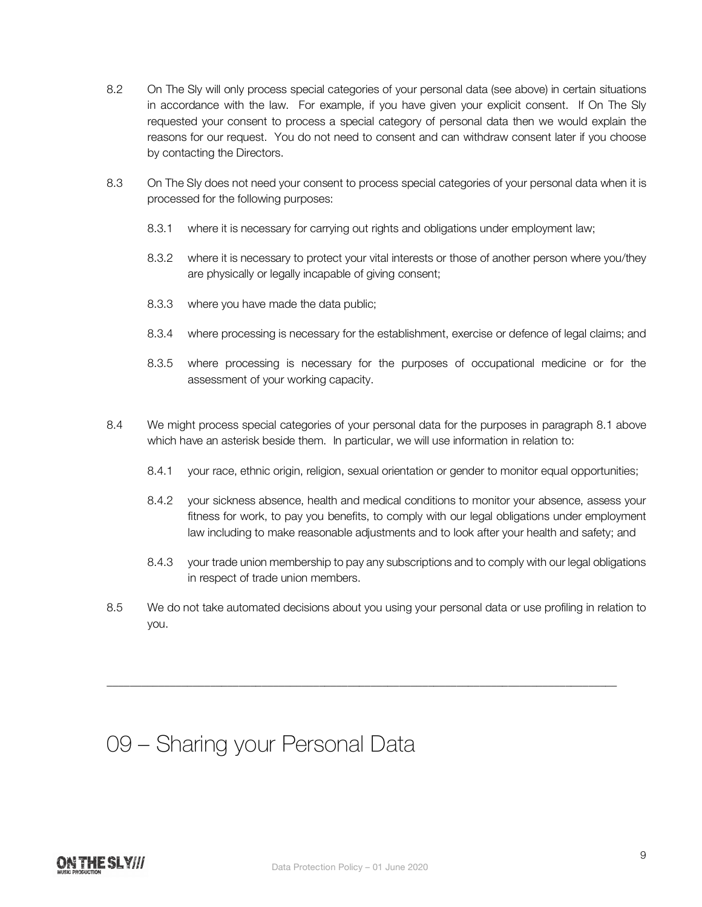8.2 On The Sly will only process special categories of your personal data (see above) in certain situations in accordance with the law. For example, if you have given your explicit consent. If On The Sly requested your consent to process a special category of personal data then we would explain the reasons for our request. You do not need to consent and can withdraw consent later if you choose by contacting the Directors.

8.3 On The Sly does not need your consent to process special categories of your personal data when it is processed for the following purposes:

8.3.1 where it is necessary for carrying out rights and obligations under employment law;

8.3.2 where it is necessary to protect your vital interests or those of another person where you/they are physically or legally incapable of giving consent;

8.3.3 where you have made the data public;

8.3.4 where processing is necessary for the establishment, exercise or defence of legal claims; and

8.3.5 where processing is necessary for the purposes of occupational medicine or for the assessment of your working capacity.

8.4 We might process special categories of your personal data for the purposes in paragraph 8.1 above which have an asterisk beside them. In particular, we will use information in relation to:

8.4.1 your race, ethnic origin, religion, sexual orientation or gender to monitor equal opportunities;

8.4.2 your sickness absence, health and medical conditions to monitor your absence, assess your fitness for work, to pay you benefits, to comply with our legal obligations under employment law including to make reasonable adjustments and to look after your health and safety; and

8.4.3 your trade union membership to pay any subscriptions and to comply with our legal obligations in respect of trade union members.

8.5 We do not take automated decisions about you using your personal data or use profiling in relation to you.

---

# 09 – Sharing your Personal Data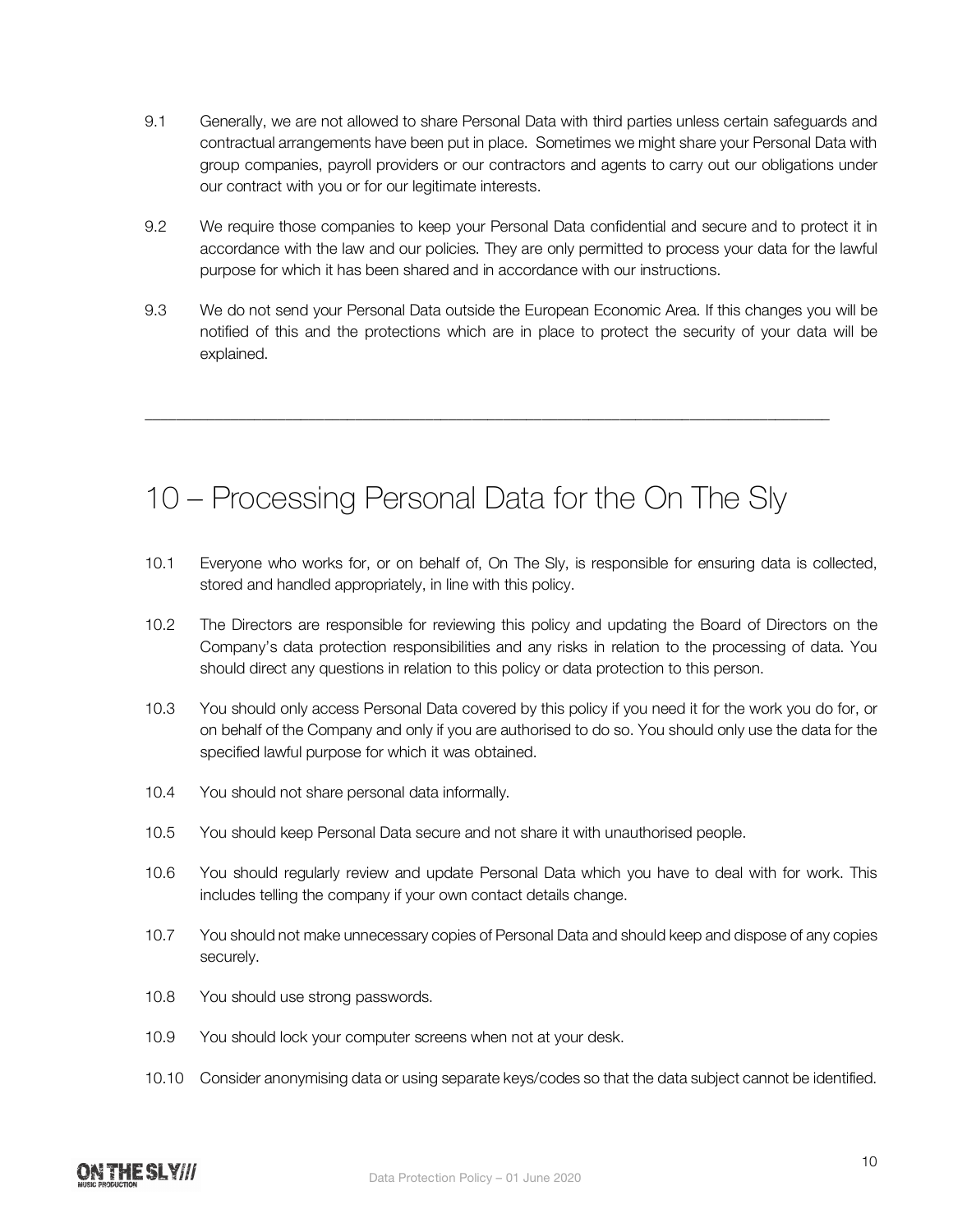9.1 Generally, we are not allowed to share Personal Data with third parties unless certain safeguards and contractual arrangements have been put in place. Sometimes we might share your Personal Data with group companies, payroll providers or our contractors and agents to carry out our obligations under our contract with you or for our legitimate interests.

9.2 We require those companies to keep your Personal Data confidential and secure and to protect it in accordance with the law and our policies. They are only permitted to process your data for the lawful purpose for which it has been shared and in accordance with our instructions.

9.3 We do not send your Personal Data outside the European Economic Area. If this changes you will be notified of this and the protections which are in place to protect the security of your data will be explained.

---

# 10 – Processing Personal Data for the On The Sly

10.1 Everyone who works for, or on behalf of, On The Sly, is responsible for ensuring data is collected, stored and handled appropriately, in line with this policy.

10.2 The Directors are responsible for reviewing this policy and updating the Board of Directors on the Company's data protection responsibilities and any risks in relation to the processing of data. You should direct any questions in relation to this policy or data protection to this person.

10.3 You should only access Personal Data covered by this policy if you need it for the work you do for, or on behalf of the Company and only if you are authorised to do so. You should only use the data for the specified lawful purpose for which it was obtained.

10.4 You should not share personal data informally.

10.5 You should keep Personal Data secure and not share it with unauthorised people.

10.6 You should regularly review and update Personal Data which you have to deal with for work. This includes telling the company if your own contact details change.

10.7 You should not make unnecessary copies of Personal Data and should keep and dispose of any copies securely.

10.8 You should use strong passwords.

10.9 You should lock your computer screens when not at your desk.

10.10 Consider anonymising data or using separate keys/codes so that the data subject cannot be identified.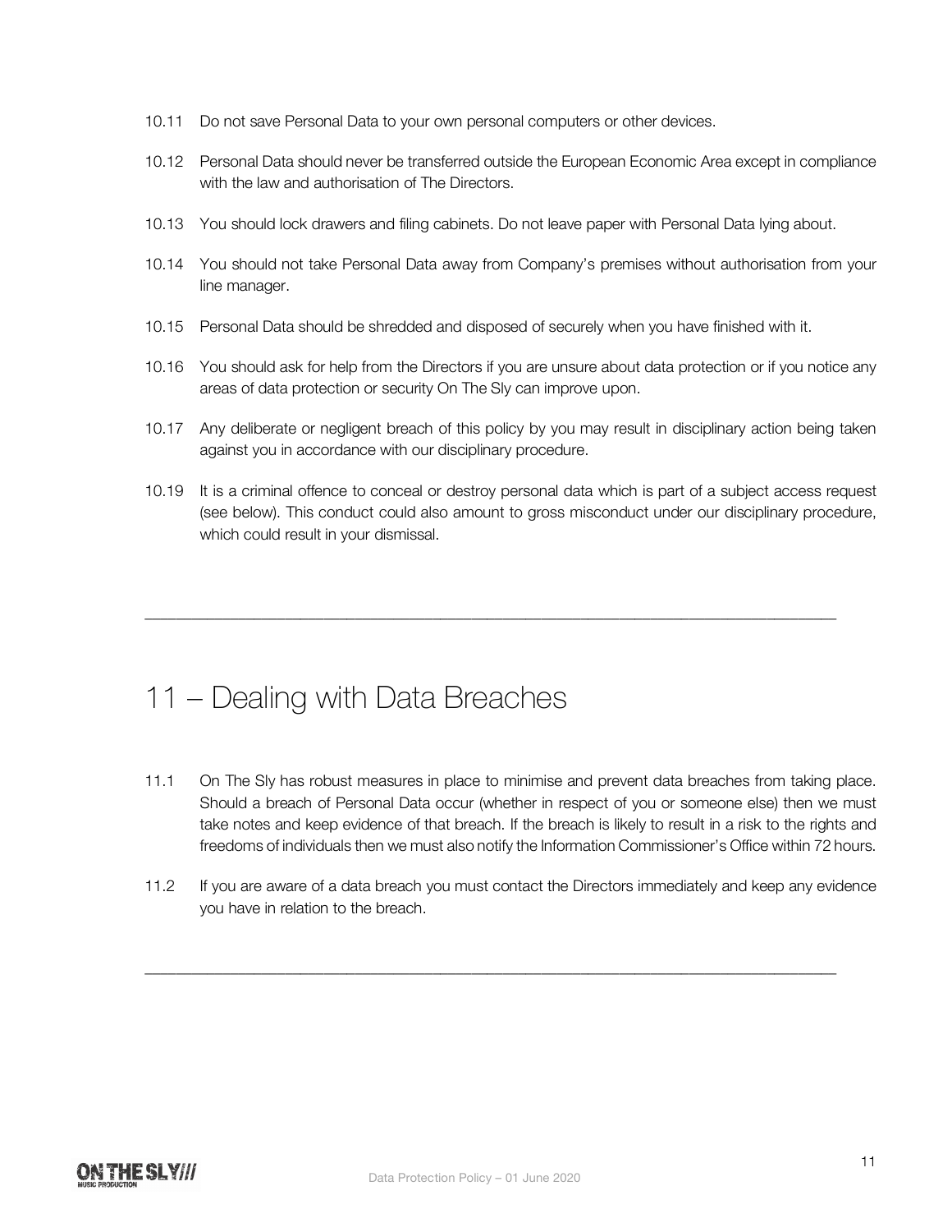10.11 Do not save Personal Data to your own personal computers or other devices.

10.12 Personal Data should never be transferred outside the European Economic Area except in compliance with the law and authorisation of The Directors.

10.13 You should lock drawers and filing cabinets. Do not leave paper with Personal Data lying about.

10.14 You should not take Personal Data away from Company's premises without authorisation from your line manager.

10.15 Personal Data should be shredded and disposed of securely when you have finished with it.

10.16 You should ask for help from the Directors if you are unsure about data protection or if you notice any areas of data protection or security On The Sly can improve upon.

10.17 Any deliberate or negligent breach of this policy by you may result in disciplinary action being taken against you in accordance with our disciplinary procedure.

10.19 It is a criminal offence to conceal or destroy personal data which is part of a subject access request (see below). This conduct could also amount to gross misconduct under our disciplinary procedure, which could result in your dismissal.

---

# 11 – Dealing with Data Breaches

11.1 On The Sly has robust measures in place to minimise and prevent data breaches from taking place. Should a breach of Personal Data occur (whether in respect of you or someone else) then we must take notes and keep evidence of that breach. If the breach is likely to result in a risk to the rights and freedoms of individuals then we must also notify the Information Commissioner's Office within 72 hours.

11.2 If you are aware of a data breach you must contact the Directors immediately and keep any evidence you have in relation to the breach.

---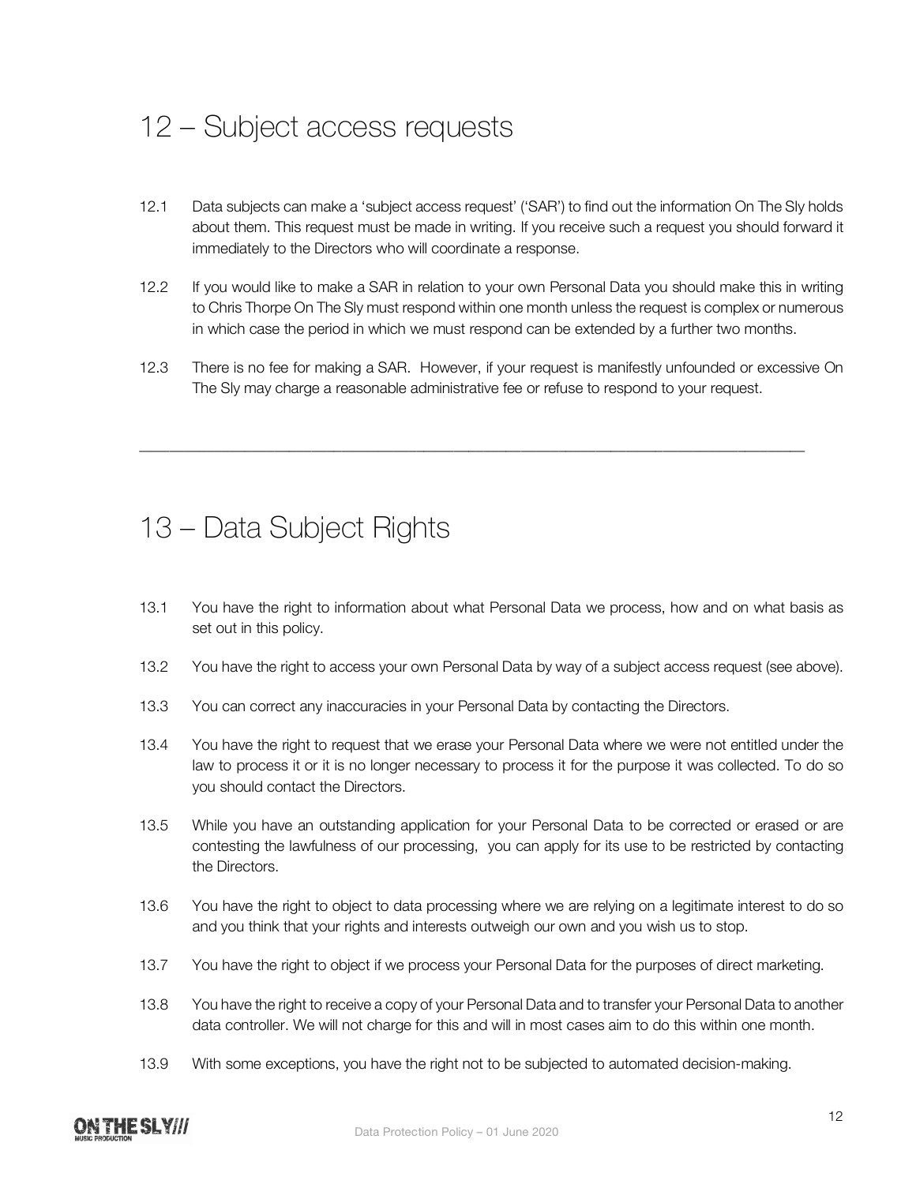# 12 – Subject access requests

12.1 Data subjects can make a 'subject access request' ('SAR') to find out the information On The Sly holds about them. This request must be made in writing. If you receive such a request you should forward it immediately to the Directors who will coordinate a response.

12.2 If you would like to make a SAR in relation to your own Personal Data you should make this in writing to Chris Thorpe On The Sly must respond within one month unless the request is complex or numerous in which case the period in which we must respond can be extended by a further two months.

12.3 There is no fee for making a SAR. However, if your request is manifestly unfounded or excessive On The Sly may charge a reasonable administrative fee or refuse to respond to your request.

---

# 13 – Data Subject Rights

13.1 You have the right to information about what Personal Data we process, how and on what basis as set out in this policy.

13.2 You have the right to access your own Personal Data by way of a subject access request (see above).

13.3 You can correct any inaccuracies in your Personal Data by contacting the Directors.

13.4 You have the right to request that we erase your Personal Data where we were not entitled under the law to process it or it is no longer necessary to process it for the purpose it was collected. To do so you should contact the Directors.

13.5 While you have an outstanding application for your Personal Data to be corrected or erased or are contesting the lawfulness of our processing, you can apply for its use to be restricted by contacting the Directors.

13.6 You have the right to object to data processing where we are relying on a legitimate interest to do so and you think that your rights and interests outweigh our own and you wish us to stop.

13.7 You have the right to object if we process your Personal Data for the purposes of direct marketing.

13.8 You have the right to receive a copy of your Personal Data and to transfer your Personal Data to another data controller. We will not charge for this and will in most cases aim to do this within one month.

13.9 With some exceptions, you have the right not to be subjected to automated decision-making.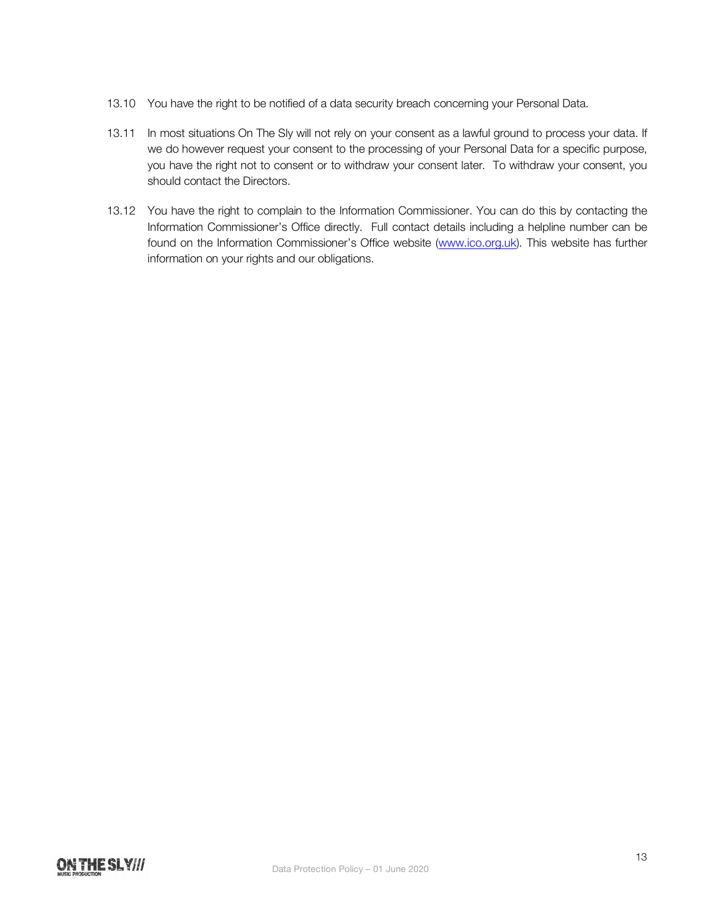13.10 You have the right to be notified of a data security breach concerning your Personal Data.

13.11 In most situations On The Sly will not rely on your consent as a lawful ground to process your data. If we do however request your consent to the processing of your Personal Data for a specific purpose, you have the right not to consent or to withdraw your consent later. To withdraw your consent, you should contact the Directors.

13.12 You have the right to complain to the Information Commissioner. You can do this by contacting the Information Commissioner's Office directly. Full contact details including a helpline number can be found on the Information Commissioner's Office website ([www.ico.org.uk](http://www.ico.org.uk)). This website has further information on your rights and our obligations.